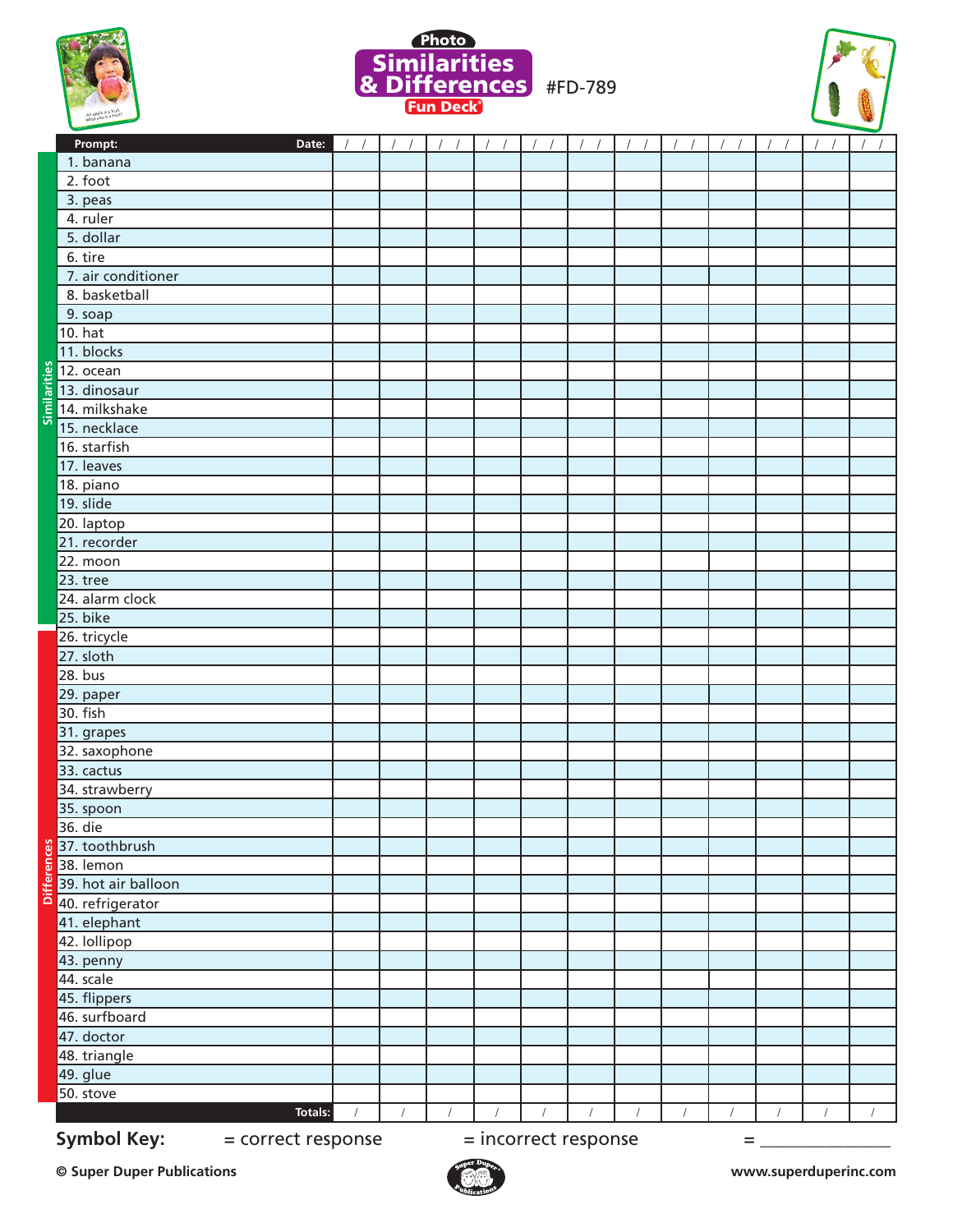# Photo Similarities & Differences Fun Deck®

#FD-789

| | Prompt: | Date: / / | / / | / / | / / | / / | / / | / / | / / | / / | / / | / / | / / |
|---|---|---|---|---|---|---|---|---|---|---|---|---|---|
| Similarities | 1. banana | | | | | | | | | | | | |
| | 2. foot | | | | | | | | | | | | |
| | 3. peas | | | | | | | | | | | | |
| | 4. ruler | | | | | | | | | | | | |
| | 5. dollar | | | | | | | | | | | | |
| | 6. tire | | | | | | | | | | | | |
| | 7. air conditioner | | | | | | | | | | | | |
| | 8. basketball | | | | | | | | | | | | |
| | 9. soap | | | | | | | | | | | | |
| | 10. hat | | | | | | | | | | | | |
| | 11. blocks | | | | | | | | | | | | |
| | 12. ocean | | | | | | | | | | | | |
| | 13. dinosaur | | | | | | | | | | | | |
| | 14. milkshake | | | | | | | | | | | | |
| | 15. necklace | | | | | | | | | | | | |
| | 16. starfish | | | | | | | | | | | | |
| | 17. leaves | | | | | | | | | | | | |
| | 18. piano | | | | | | | | | | | | |
| | 19. slide | | | | | | | | | | | | |
| | 20. laptop | | | | | | | | | | | | |
| | 21. recorder | | | | | | | | | | | | |
| | 22. moon | | | | | | | | | | | | |
| | 23. tree | | | | | | | | | | | | |
| | 24. alarm clock | | | | | | | | | | | | |
| | 25. bike | | | | | | | | | | | | |
| Differences | 26. tricycle | | | | | | | | | | | | |
| | 27. sloth | | | | | | | | | | | | |
| | 28. bus | | | | | | | | | | | | |
| | 29. paper | | | | | | | | | | | | |
| | 30. fish | | | | | | | | | | | | |
| | 31. grapes | | | | | | | | | | | | |
| | 32. saxophone | | | | | | | | | | | | |
| | 33. cactus | | | | | | | | | | | | |
| | 34. strawberry | | | | | | | | | | | | |
| | 35. spoon | | | | | | | | | | | | |
| | 36. die | | | | | | | | | | | | |
| | 37. toothbrush | | | | | | | | | | | | |
| | 38. lemon | | | | | | | | | | | | |
| | 39. hot air balloon | | | | | | | | | | | | |
| | 40. refrigerator | | | | | | | | | | | | |
| | 41. elephant | | | | | | | | | | | | |
| | 42. lollipop | | | | | | | | | | | | |
| | 43. penny | | | | | | | | | | | | |
| | 44. scale | | | | | | | | | | | | |
| | 45. flippers | | | | | | | | | | | | |
| | 46. surfboard | | | | | | | | | | | | |
| | 47. doctor | | | | | | | | | | | | |
| | 48. triangle | | | | | | | | | | | | |
| | 49. glue | | | | | | | | | | | | |
| | 50. stove | | | | | | | | | | | | |
| | | Totals: / | / | / | / | / | / | / | / | / | / | / | / |

**Symbol Key:** = correct response = incorrect response = _______________

© Super Duper Publications

www.superduperinc.com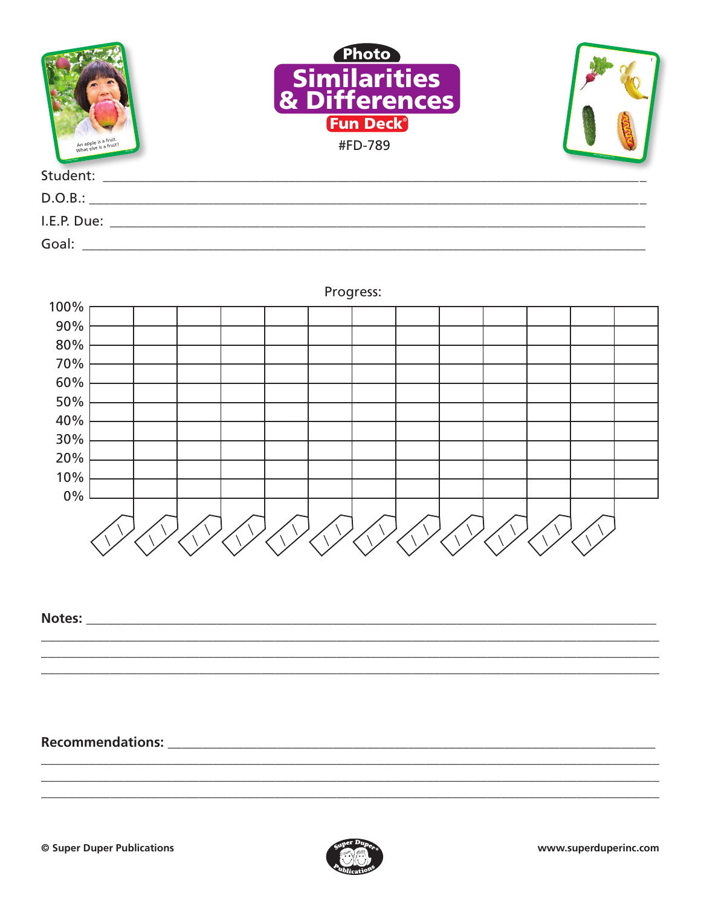Photo

# Similarities & Differences

Fun Deck®

#FD-789

Student: ___________________________________________

D.O.B.: ___________________________________________

I.E.P. Due: ___________________________________________

Goal: ___________________________________________

Progress:

100%
90%
80%
70%
60%
50%
40%
30%
20%
10%
0%

**Notes:** ___________________________________________

___________________________________________

___________________________________________

___________________________________________

**Recommendations:** ___________________________________________

___________________________________________

___________________________________________

___________________________________________

**© Super Duper Publications** **www.superduperinc.com**